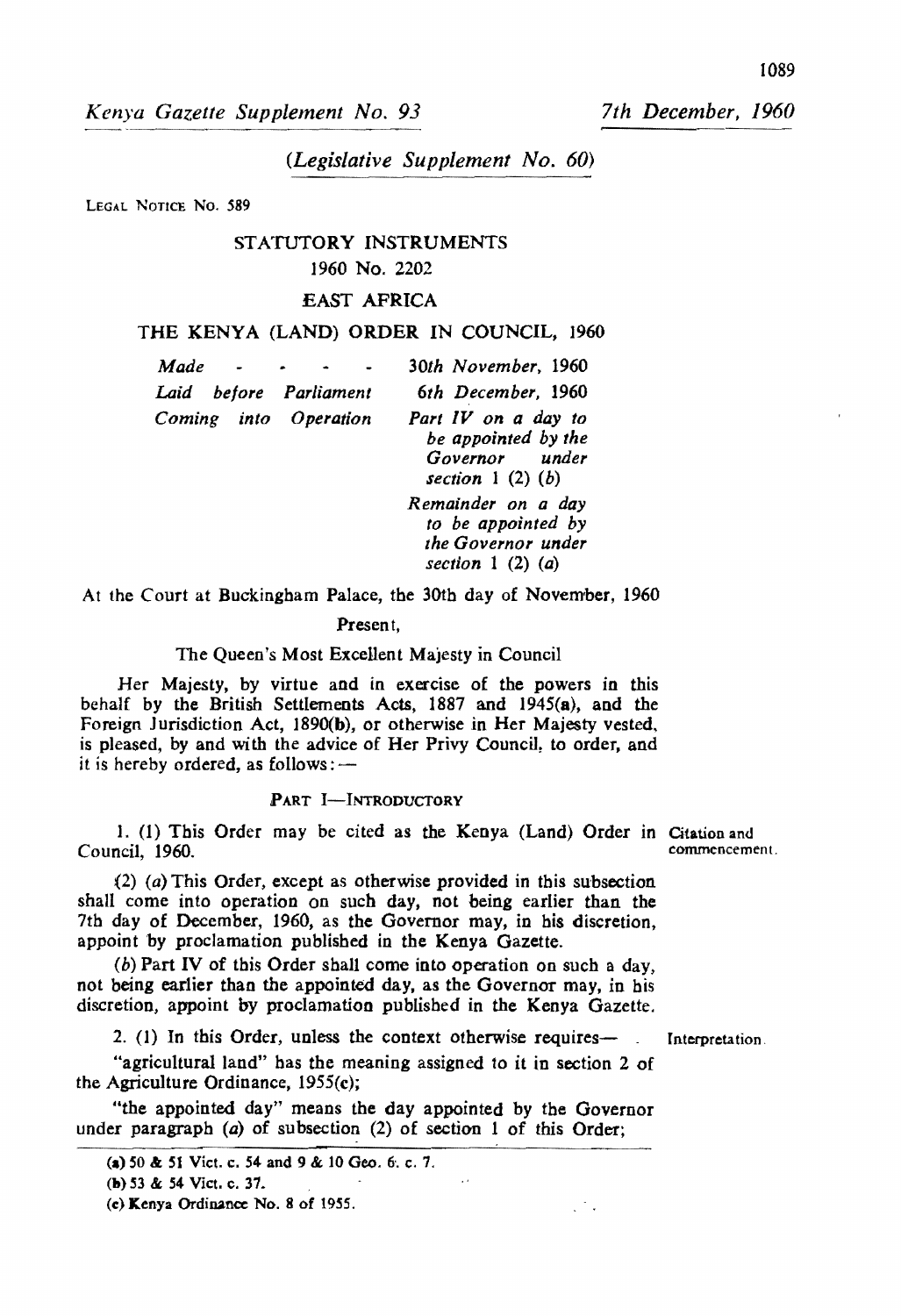*Kenya Gazette Supplement No. 93* *7th December, 1960*

*(Legislative Supplement No. 60)*

LEGAL NOTICE NO. 589

STATUTORY INSTRUMENTS

1960 No. 2202

EAST AFRICA

THE KENYA (LAND) ORDER IN COUNCIL, 1960

| | |
|---|---|
| *Made* | *30th November, 1960* |
| *Laid before Parliament* | *6th December, 1960* |
| *Coming into Operation* | *Part IV on a day to be appointed by the Governor under section 1 (2) (b)* |
| | *Remainder on a day to be appointed by the Governor under section 1 (2) (a)* |

At the Court at Buckingham Palace, the 30th day of November, 1960

Present,

The Queen's Most Excellent Majesty in Council

Her Majesty, by virtue and in exercise of the powers in this behalf by the British Settlements Acts, 1887 and 1945(a), and the Foreign Jurisdiction Act, 1890(b), or otherwise in Her Majesty vested, is pleased, by and with the advice of Her Privy Council, to order, and it is hereby ordered, as follows:—

PART I—INTRODUCTORY

Citation and commencement.

1. (1) This Order may be cited as the Kenya (Land) Order in Council, 1960.

(2) (*a*) This Order, except as otherwise provided in this subsection shall come into operation on such day, not being earlier than the 7th day of December, 1960, as the Governor may, in his discretion, appoint by proclamation published in the Kenya Gazette.

(*b*) Part IV of this Order shall come into operation on such a day, not being earlier than the appointed day, as the Governor may, in his discretion, appoint by proclamation published in the Kenya Gazette.

Interpretation.

2. (1) In this Order, unless the context otherwise requires—

"agricultural land" has the meaning assigned to it in section 2 of the Agriculture Ordinance, 1955(c);

"the appointed day" means the day appointed by the Governor under paragraph (*a*) of subsection (2) of section 1 of this Order;

---

(a) 50 & 51 Vict. c. 54 and 9 & 10 Geo. 6. c. 7.

(b) 53 & 54 Vict. c. 37.

(c) Kenya Ordinance No. 8 of 1955.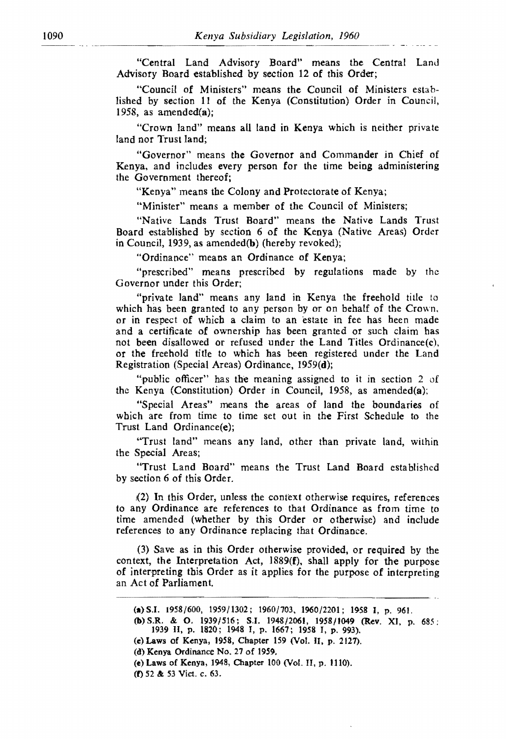"Central Land Advisory Board" means the Central Land Advisory Board established by section 12 of this Order;

"Council of Ministers" means the Council of Ministers established by section 11 of the Kenya (Constitution) Order in Council, 1958, as amended(a);

"Crown land" means all land in Kenya which is neither private land nor Trust land;

"Governor" means the Governor and Commander in Chief of Kenya, and includes every person for the time being administering the Government thereof;

"Kenya" means the Colony and Protectorate of Kenya;

"Minister" means a member of the Council of Ministers;

"Native Lands Trust Board" means the Native Lands Trust Board established by section 6 of the Kenya (Native Areas) Order in Council, 1939, as amended(b) (hereby revoked);

"Ordinance" means an Ordinance of Kenya;

"prescribed" means prescribed by regulations made by the Governor under this Order;

"private land" means any land in Kenya the freehold title to which has been granted to any person by or on behalf of the Crown, or in respect of which a claim to an estate in fee has been made and a certificate of ownership has been granted or such claim has not been disallowed or refused under the Land Titles Ordinance(c), or the freehold title to which has been registered under the Land Registration (Special Areas) Ordinance, 1959(d);

"public officer" has the meaning assigned to it in section 2 of the Kenya (Constitution) Order in Council, 1958, as amended(a);

"Special Areas" means the areas of land the boundaries of which are from time to time set out in the First Schedule to the Trust Land Ordinance(e);

"Trust land" means any land, other than private land, within the Special Areas;

"Trust Land Board" means the Trust Land Board established by section 6 of this Order.

(2) In this Order, unless the context otherwise requires, references to any Ordinance are references to that Ordinance as from time to time amended (whether by this Order or otherwise) and include references to any Ordinance replacing that Ordinance.

(3) Save as in this Order otherwise provided, or required by the context, the Interpretation Act, 1889(f), shall apply for the purpose of interpreting this Order as it applies for the purpose of interpreting an Act of Parliament.

---

(a) S.I. 1958/600, 1959/1302; 1960/703, 1960/2201; 1958 I, p. 961.

(b) S.R. & O. 1939/516; S.I. 1948/2061, 1958/1049 (Rev. XI, p. 685; 1939 II, p. 1820; 1948 I, p. 1667; 1958 I, p. 993).

(c) Laws of Kenya, 1958, Chapter 159 (Vol. II, p. 2127).

(d) Kenya Ordinance No. 27 of 1959.

(e) Laws of Kenya, 1948, Chapter 100 (Vol. II, p. 1110).

(f) 52 & 53 Vict. c. 63.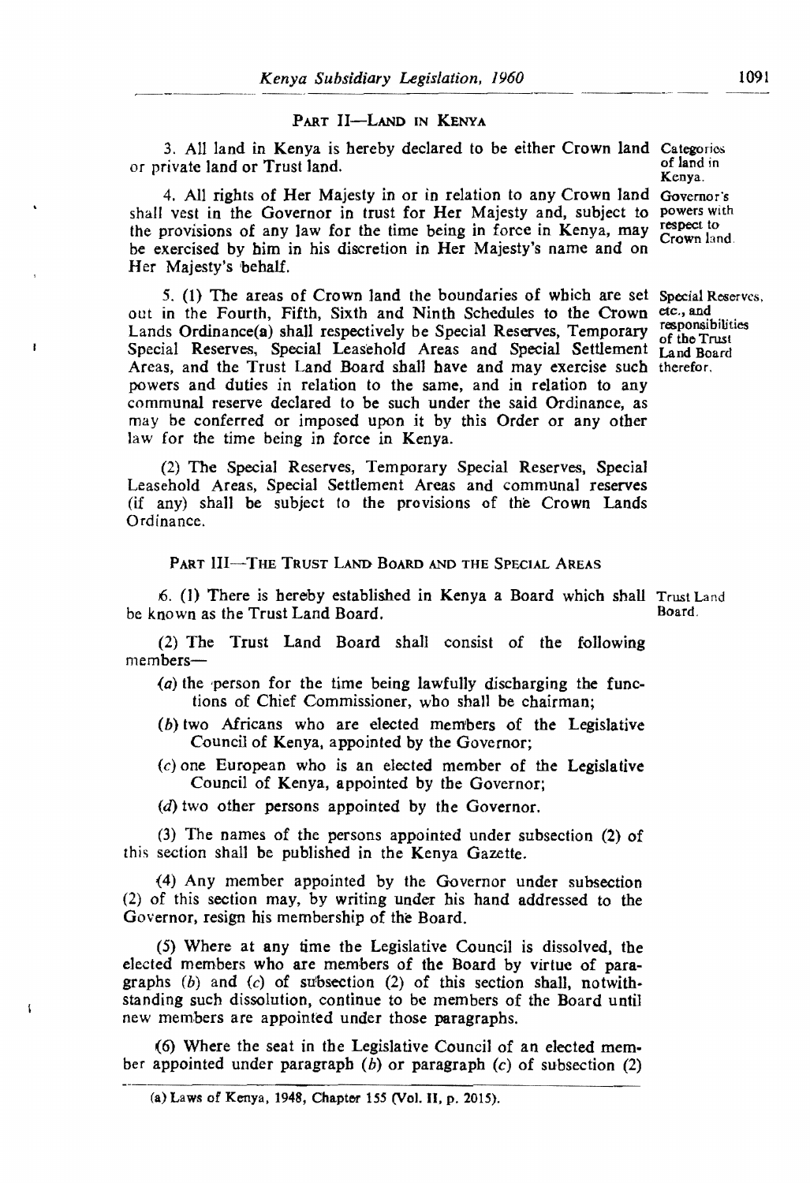## PART II—LAND IN KENYA

Categories of land in Kenya.

3. All land in Kenya is hereby declared to be either Crown land or private land or Trust land.

Governor's powers with respect to Crown land.

4. All rights of Her Majesty in or in relation to any Crown land shall vest in the Governor in trust for Her Majesty and, subject to the provisions of any law for the time being in force in Kenya, may be exercised by him in his discretion in Her Majesty's name and on Her Majesty's behalf.

Special Reserves, etc., and responsibilities of the Trust Land Board therefor.

5. (1) The areas of Crown land the boundaries of which are set out in the Fourth, Fifth, Sixth and Ninth Schedules to the Crown Lands Ordinance(a) shall respectively be Special Reserves, Temporary Special Reserves, Special Leasehold Areas and Special Settlement Areas, and the Trust Land Board shall have and may exercise such powers and duties in relation to the same, and in relation to any communal reserve declared to be such under the said Ordinance, as may be conferred or imposed upon it by this Order or any other law for the time being in force in Kenya.

(2) The Special Reserves, Temporary Special Reserves, Special Leasehold Areas, Special Settlement Areas and communal reserves (if any) shall be subject to the provisions of the Crown Lands Ordinance.

## PART III—THE TRUST LAND BOARD AND THE SPECIAL AREAS

Trust Land Board.

6. (1) There is hereby established in Kenya a Board which shall be known as the Trust Land Board.

(2) The Trust Land Board shall consist of the following members—

(a) the person for the time being lawfully discharging the functions of Chief Commissioner, who shall be chairman;

(b) two Africans who are elected members of the Legislative Council of Kenya, appointed by the Governor;

(c) one European who is an elected member of the Legislative Council of Kenya, appointed by the Governor;

(d) two other persons appointed by the Governor.

(3) The names of the persons appointed under subsection (2) of this section shall be published in the Kenya Gazette.

(4) Any member appointed by the Governor under subsection (2) of this section may, by writing under his hand addressed to the Governor, resign his membership of the Board.

(5) Where at any time the Legislative Council is dissolved, the elected members who are members of the Board by virtue of paragraphs (b) and (c) of subsection (2) of this section shall, notwithstanding such dissolution, continue to be members of the Board until new members are appointed under those paragraphs.

(6) Where the seat in the Legislative Council of an elected member appointed under paragraph (b) or paragraph (c) of subsection (2)

---

(a) Laws of Kenya, 1948, Chapter 155 (Vol. II, p. 2015).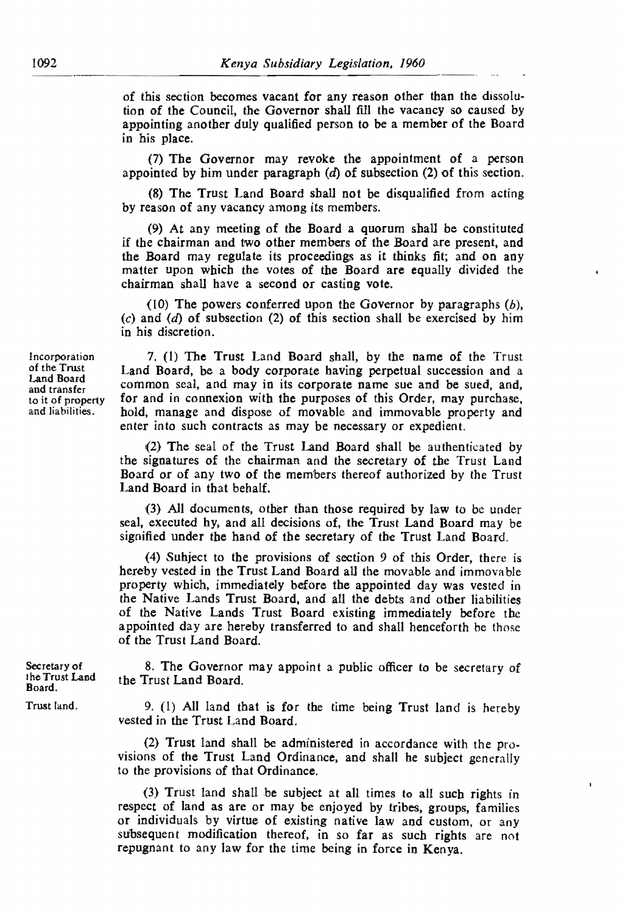of this section becomes vacant for any reason other than the dissolution of the Council, the Governor shall fill the vacancy so caused by appointing another duly qualified person to be a member of the Board in his place.

(7) The Governor may revoke the appointment of a person appointed by him under paragraph (*d*) of subsection (2) of this section.

(8) The Trust Land Board shall not be disqualified from acting by reason of any vacancy among its members.

(9) At any meeting of the Board a quorum shall be constituted if the chairman and two other members of the Board are present, and the Board may regulate its proceedings as it thinks fit; and on any matter upon which the votes of the Board are equally divided the chairman shall have a second or casting vote.

(10) The powers conferred upon the Governor by paragraphs (*b*), (*c*) and (*d*) of subsection (2) of this section shall be exercised by him in his discretion.

*Incorporation of the Trust Land Board and transfer to it of property and liabilities.*

7. (1) The Trust Land Board shall, by the name of the Trust Land Board, be a body corporate having perpetual succession and a common seal, and may in its corporate name sue and be sued, and, for and in connexion with the purposes of this Order, may purchase, hold, manage and dispose of movable and immovable property and enter into such contracts as may be necessary or expedient.

(2) The seal of the Trust Land Board shall be authenticated by the signatures of the chairman and the secretary of the Trust Land Board or of any two of the members thereof authorized by the Trust Land Board in that behalf.

(3) All documents, other than those required by law to be under seal, executed by, and all decisions of, the Trust Land Board may be signified under the hand of the secretary of the Trust Land Board.

(4) Subject to the provisions of section 9 of this Order, there is hereby vested in the Trust Land Board all the movable and immovable property which, immediately before the appointed day was vested in the Native Lands Trust Board, and all the debts and other liabilities of the Native Lands Trust Board existing immediately before the appointed day are hereby transferred to and shall henceforth be those of the Trust Land Board.

*Secretary of the Trust Land Board.*

8. The Governor may appoint a public officer to be secretary of the Trust Land Board.

*Trust land.*

9. (1) All land that is for the time being Trust land is hereby vested in the Trust Land Board.

(2) Trust land shall be administered in accordance with the provisions of the Trust Land Ordinance, and shall be subject generally to the provisions of that Ordinance.

(3) Trust land shall be subject at all times to all such rights in respect of land as are or may be enjoyed by tribes, groups, families or individuals by virtue of existing native law and custom, or any subsequent modification thereof, in so far as such rights are not repugnant to any law for the time being in force in Kenya.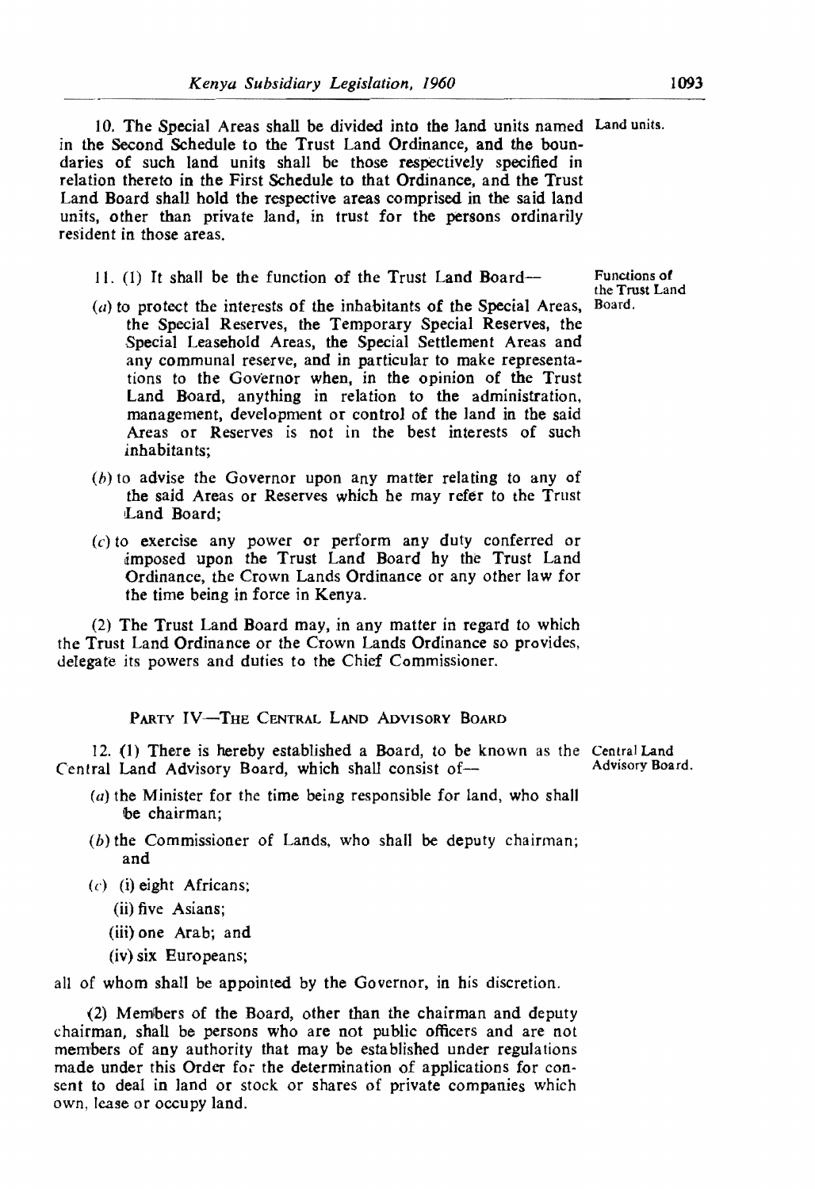10. The Special Areas shall be divided into the land units named in the Second Schedule to the Trust Land Ordinance, and the boundaries of such land units shall be those respectively specified in relation thereto in the First Schedule to that Ordinance, and the Trust Land Board shall hold the respective areas comprised in the said land units, other than private land, in trust for the persons ordinarily resident in those areas.

*Land units.*

11. (1) It shall be the function of the Trust Land Board—

*Functions of the Trust Land Board.*

(*a*) to protect the interests of the inhabitants of the Special Areas, the Special Reserves, the Temporary Special Reserves, the Special Leasehold Areas, the Special Settlement Areas and any communal reserve, and in particular to make representations to the Governor when, in the opinion of the Trust Land Board, anything in relation to the administration, management, development or control of the land in the said Areas or Reserves is not in the best interests of such inhabitants;

(*b*) to advise the Governor upon any matter relating to any of the said Areas or Reserves which he may refer to the Trust Land Board;

(*c*) to exercise any power or perform any duty conferred or imposed upon the Trust Land Board by the Trust Land Ordinance, the Crown Lands Ordinance or any other law for the time being in force in Kenya.

(2) The Trust Land Board may, in any matter in regard to which the Trust Land Ordinance or the Crown Lands Ordinance so provides, delegate its powers and duties to the Chief Commissioner.

## PARTY IV—THE CENTRAL LAND ADVISORY BOARD

12. (1) There is hereby established a Board, to be known as the Central Land Advisory Board, which shall consist of—

*Central Land Advisory Board.*

(*a*) the Minister for the time being responsible for land, who shall be chairman;

(*b*) the Commissioner of Lands, who shall be deputy chairman; and

(*c*) (i) eight Africans;

(ii) five Asians;

(iii) one Arab; and

(iv) six Europeans;

all of whom shall be appointed by the Governor, in his discretion.

(2) Members of the Board, other than the chairman and deputy chairman, shall be persons who are not public officers and are not members of any authority that may be established under regulations made under this Order for the determination of applications for consent to deal in land or stock or shares of private companies which own, lease or occupy land.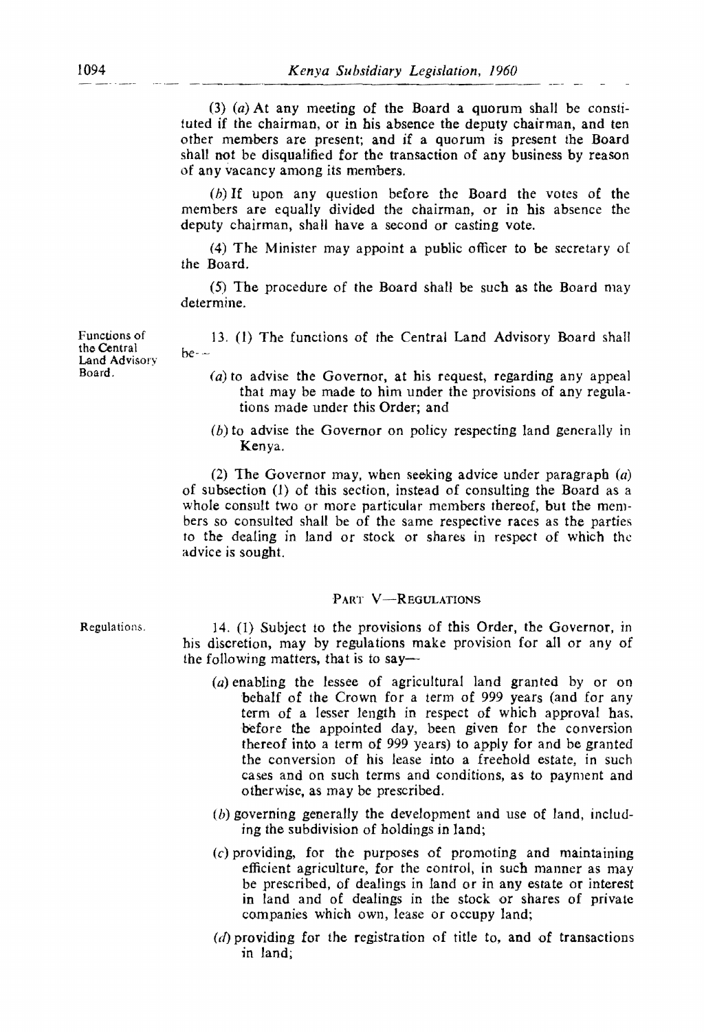(3) (*a*) At any meeting of the Board a quorum shall be constituted if the chairman, or in his absence the deputy chairman, and ten other members are present; and if a quorum is present the Board shall not be disqualified for the transaction of any business by reason of any vacancy among its members.

(*b*) If upon any question before the Board the votes of the members are equally divided the chairman, or in his absence the deputy chairman, shall have a second or casting vote.

(4) The Minister may appoint a public officer to be secretary of the Board.

(5) The procedure of the Board shall be such as the Board may determine.

Functions of the Central Land Advisory Board.

13. (1) The functions of the Central Land Advisory Board shall be—

(*a*) to advise the Governor, at his request, regarding any appeal that may be made to him under the provisions of any regulations made under this Order; and

(*b*) to advise the Governor on policy respecting land generally in Kenya.

(2) The Governor may, when seeking advice under paragraph (*a*) of subsection (1) of this section, instead of consulting the Board as a whole consult two or more particular members thereof, but the members so consulted shall be of the same respective races as the parties to the dealing in land or stock or shares in respect of which the advice is sought.

## PART V—REGULATIONS

Regulations.

14. (1) Subject to the provisions of this Order, the Governor, in his discretion, may by regulations make provision for all or any of the following matters, that is to say—

(*a*) enabling the lessee of agricultural land granted by or on behalf of the Crown for a term of 999 years (and for any term of a lesser length in respect of which approval has, before the appointed day, been given for the conversion thereof into a term of 999 years) to apply for and be granted the conversion of his lease into a freehold estate, in such cases and on such terms and conditions, as to payment and otherwise, as may be prescribed.

(*b*) governing generally the development and use of land, including the subdivision of holdings in land;

(*c*) providing, for the purposes of promoting and maintaining efficient agriculture, for the control, in such manner as may be prescribed, of dealings in land or in any estate or interest in land and of dealings in the stock or shares of private companies which own, lease or occupy land;

(*d*) providing for the registration of title to, and of transactions in land;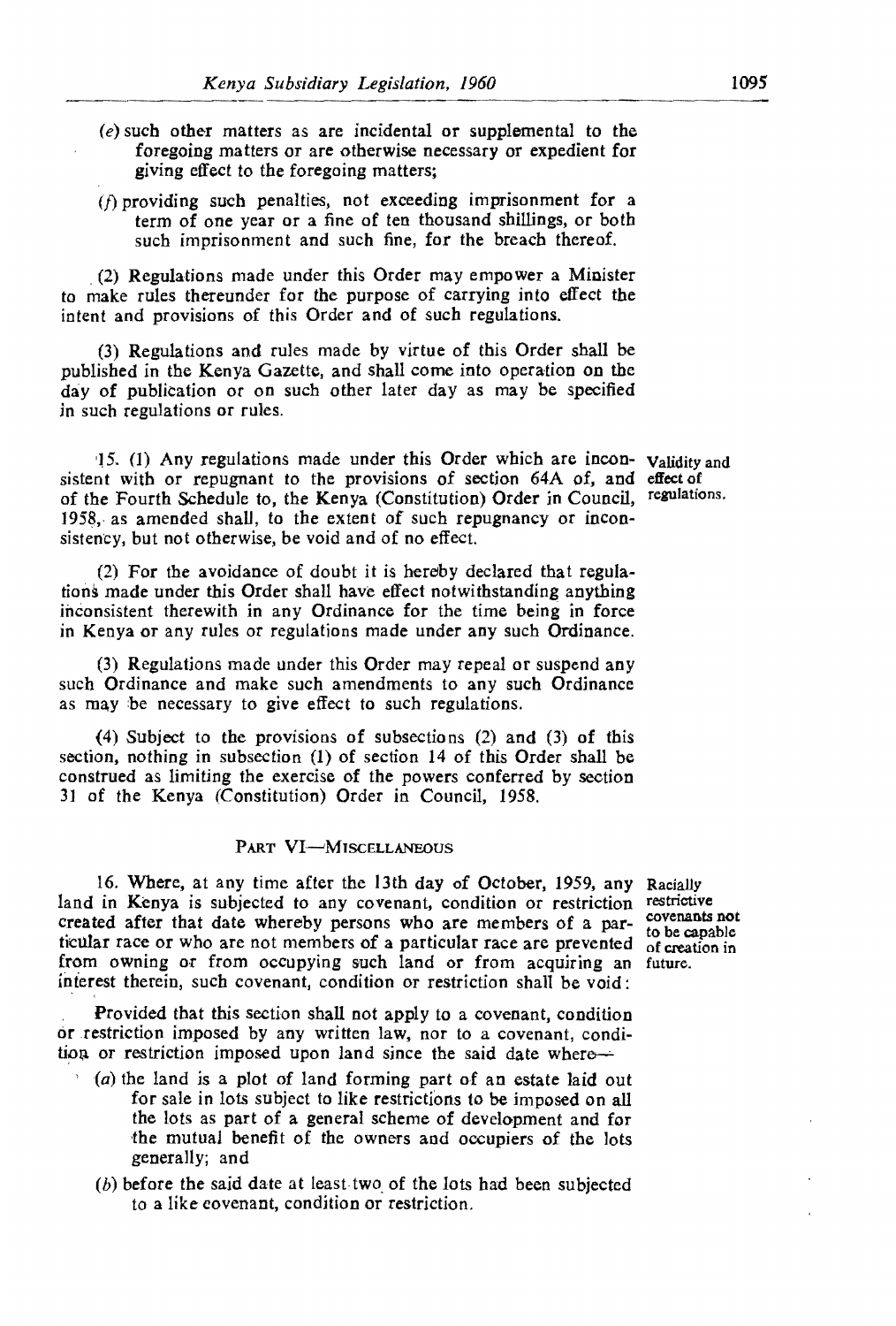(e) such other matters as are incidental or supplemental to the foregoing matters or are otherwise necessary or expedient for giving effect to the foregoing matters;

(f) providing such penalties, not exceeding imprisonment for a term of one year or a fine of ten thousand shillings, or both such imprisonment and such fine, for the breach thereof.

(2) Regulations made under this Order may empower a Minister to make rules thereunder for the purpose of carrying into effect the intent and provisions of this Order and of such regulations.

(3) Regulations and rules made by virtue of this Order shall be published in the Kenya Gazette, and shall come into operation on the day of publication or on such other later day as may be specified in such regulations or rules.

*Validity and effect of regulations.*

15. (1) Any regulations made under this Order which are inconsistent with or repugnant to the provisions of section 64A of, and of the Fourth Schedule to, the Kenya (Constitution) Order in Council, 1958, as amended shall, to the extent of such repugnancy or inconsistency, but not otherwise, be void and of no effect.

(2) For the avoidance of doubt it is hereby declared that regulations made under this Order shall have effect notwithstanding anything inconsistent therewith in any Ordinance for the time being in force in Kenya or any rules or regulations made under any such Ordinance.

(3) Regulations made under this Order may repeal or suspend any such Ordinance and make such amendments to any such Ordinance as may be necessary to give effect to such regulations.

(4) Subject to the provisions of subsections (2) and (3) of this section, nothing in subsection (1) of section 14 of this Order shall be construed as limiting the exercise of the powers conferred by section 31 of the Kenya (Constitution) Order in Council, 1958.

## PART VI—MISCELLANEOUS

*Racially restrictive covenants not to be capable of creation in future.*

16. Where, at any time after the 13th day of October, 1959, any land in Kenya is subjected to any covenant, condition or restriction created after that date whereby persons who are members of a particular race or who are not members of a particular race are prevented from owning or from occupying such land or from acquiring an interest therein, such covenant, condition or restriction shall be void:

Provided that this section shall not apply to a covenant, condition or restriction imposed by any written law, nor to a covenant, condition or restriction imposed upon land since the said date where—

(a) the land is a plot of land forming part of an estate laid out for sale in lots subject to like restrictions to be imposed on all the lots as part of a general scheme of development and for the mutual benefit of the owners and occupiers of the lots generally; and

(b) before the said date at least two of the lots had been subjected to a like covenant, condition or restriction.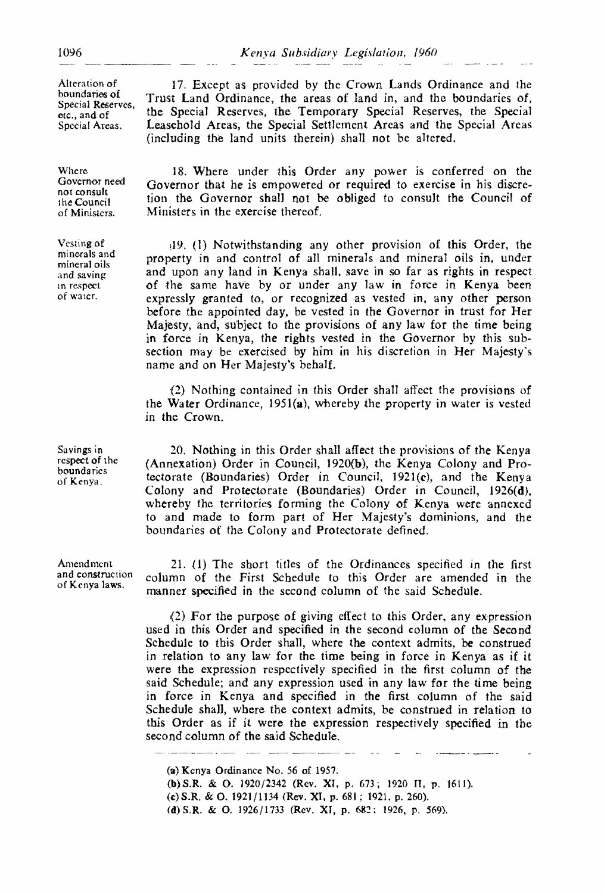**Alteration of boundaries of Special Reserves, etc., and of Special Areas.**

17. Except as provided by the Crown Lands Ordinance and the Trust Land Ordinance, the areas of land in, and the boundaries of, the Special Reserves, the Temporary Special Reserves, the Special Leasehold Areas, the Special Settlement Areas and the Special Areas (including the land units therein) shall not be altered.

**Where Governor need not consult the Council of Ministers.**

18. Where under this Order any power is conferred on the Governor that he is empowered or required to exercise in his discretion the Governor shall not be obliged to consult the Council of Ministers in the exercise thereof.

**Vesting of minerals and mineral oils and saving in respect of water.**

19. (1) Notwithstanding any other provision of this Order, the property in and control of all minerals and mineral oils in, under and upon any land in Kenya shall, save in so far as rights in respect of the same have by or under any law in force in Kenya been expressly granted to, or recognized as vested in, any other person before the appointed day, be vested in the Governor in trust for Her Majesty, and, subject to the provisions of any law for the time being in force in Kenya, the rights vested in the Governor by this subsection may be exercised by him in his discretion in Her Majesty's name and on Her Majesty's behalf.

(2) Nothing contained in this Order shall affect the provisions of the Water Ordinance, 1951(a), whereby the property in water is vested in the Crown.

**Savings in respect of the boundaries of Kenya.**

20. Nothing in this Order shall affect the provisions of the Kenya (Annexation) Order in Council, 1920(b), the Kenya Colony and Protectorate (Boundaries) Order in Council, 1921(c), and the Kenya Colony and Protectorate (Boundaries) Order in Council, 1926(d), whereby the territories forming the Colony of Kenya were annexed to and made to form part of Her Majesty's dominions, and the boundaries of the Colony and Protectorate defined.

**Amendment and construction of Kenya laws.**

21. (1) The short titles of the Ordinances specified in the first column of the First Schedule to this Order are amended in the manner specified in the second column of the said Schedule.

(2) For the purpose of giving effect to this Order, any expression used in this Order and specified in the second column of the Second Schedule to this Order shall, where the context admits, be construed in relation to any law for the time being in force in Kenya as if it were the expression respectively specified in the first column of the said Schedule; and any expression used in any law for the time being in force in Kenya and specified in the first column of the said Schedule shall, where the context admits, be construed in relation to this Order as if it were the expression respectively specified in the second column of the said Schedule.

---

(a) Kenya Ordinance No. 56 of 1957.
(b) S.R. & O. 1920/2342 (Rev. XI, p. 673; 1920 II, p. 1611).
(c) S.R. & O. 1921/1134 (Rev. XI, p. 681; 1921, p. 260).
(d) S.R. & O. 1926/1733 (Rev. XI, p. 682; 1926, p. 569).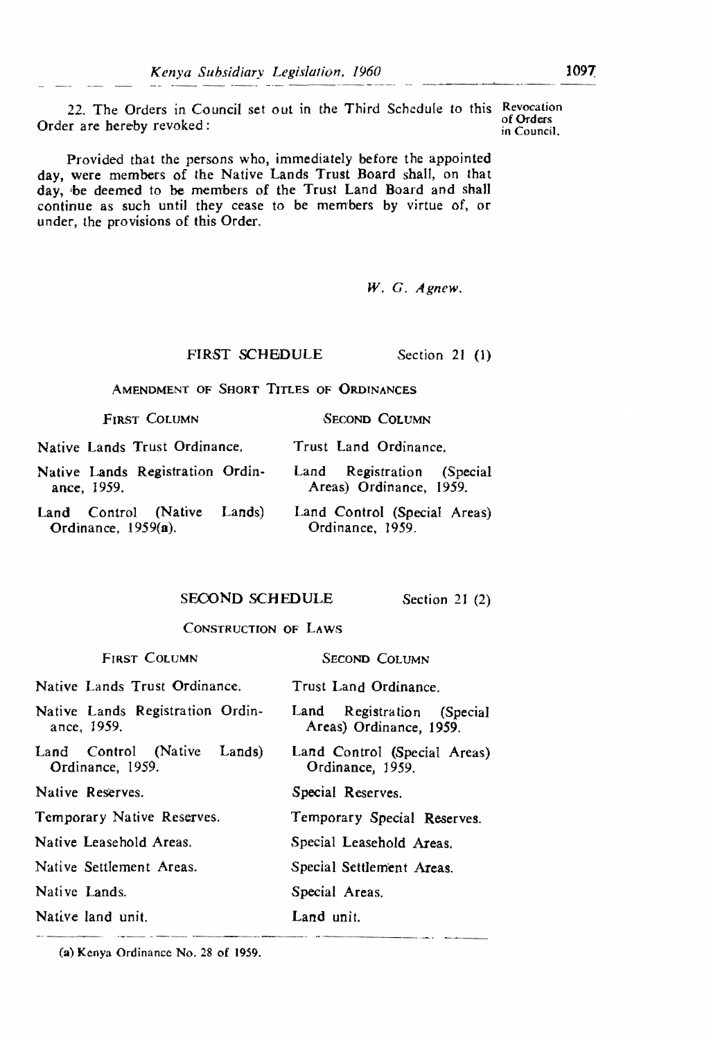22. The Orders in Council set out in the Third Schedule to this Order are hereby revoked:

Revocation of Orders in Council.

Provided that the persons who, immediately before the appointed day, were members of the Native Lands Trust Board shall, on that day, be deemed to be members of the Trust Land Board and shall continue as such until they cease to be members by virtue of, or under, the provisions of this Order.

*W. G. Agnew.*

## FIRST SCHEDULE

Section 21 (1)

AMENDMENT OF SHORT TITLES OF ORDINANCES

| FIRST COLUMN | SECOND COLUMN |
|---|---|
| Native Lands Trust Ordinance. | Trust Land Ordinance. |
| Native Lands Registration Ordinance, 1959. | Land Registration (Special Areas) Ordinance, 1959. |
| Land Control (Native Lands) Ordinance, 1959(a). | Land Control (Special Areas) Ordinance, 1959. |

## SECOND SCHEDULE

Section 21 (2)

CONSTRUCTION OF LAWS

| FIRST COLUMN | SECOND COLUMN |
|---|---|
| Native Lands Trust Ordinance. | Trust Land Ordinance. |
| Native Lands Registration Ordinance, 1959. | Land Registration (Special Areas) Ordinance, 1959. |
| Land Control (Native Lands) Ordinance, 1959. | Land Control (Special Areas) Ordinance, 1959. |
| Native Reserves. | Special Reserves. |
| Temporary Native Reserves. | Temporary Special Reserves. |
| Native Leasehold Areas. | Special Leasehold Areas. |
| Native Settlement Areas. | Special Settlement Areas. |
| Native Lands. | Special Areas. |
| Native land unit. | Land unit. |

(a) Kenya Ordinance No. 28 of 1959.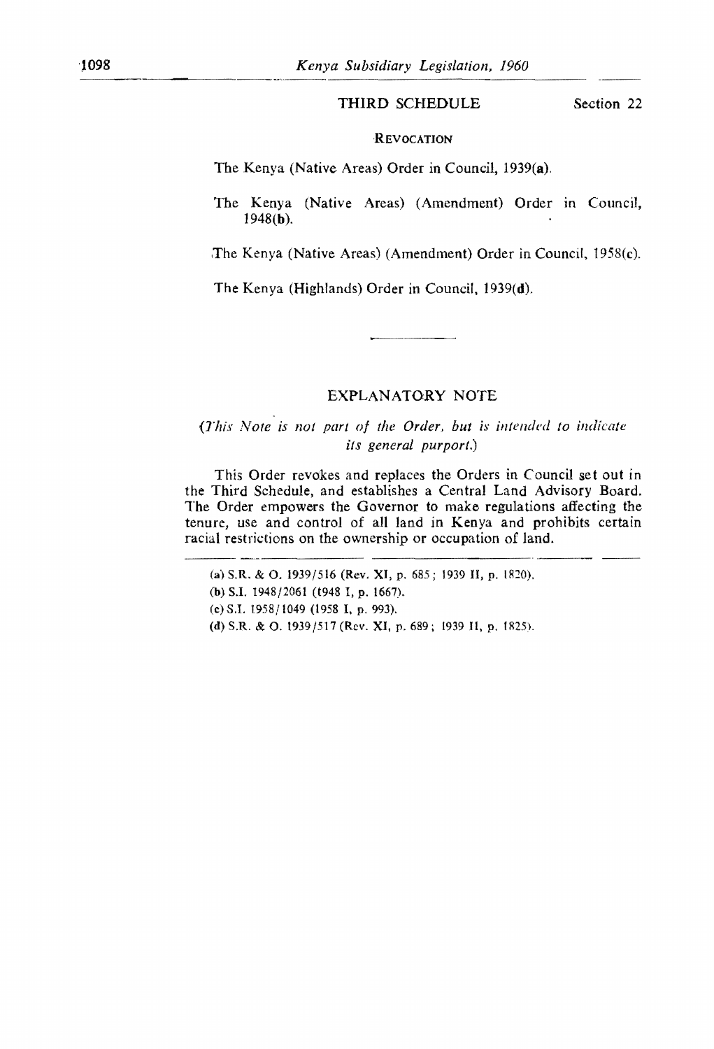## THIRD SCHEDULE

Section 22

REVOCATION

The Kenya (Native Areas) Order in Council, 1939(**a**).

The Kenya (Native Areas) (Amendment) Order in Council, 1948(**b**).

The Kenya (Native Areas) (Amendment) Order in Council, 1958(**c**).

The Kenya (Highlands) Order in Council, 1939(**d**).

---

## EXPLANATORY NOTE

*(This Note is not part of the Order, but is intended to indicate its general purport.)*

This Order revokes and replaces the Orders in Council set out in the Third Schedule, and establishes a Central Land Advisory Board. The Order empowers the Governor to make regulations affecting the tenure, use and control of all land in Kenya and prohibits certain racial restrictions on the ownership or occupation of land.

---

(**a**) S.R. & O. 1939/516 (Rev. XI, p. 685; 1939 II, p. 1820).

(**b**) S.I. 1948/2061 (1948 I, p. 1667).

(**c**) S.I. 1958/1049 (1958 I, p. 993).

(**d**) S.R. & O. 1939/517 (Rev. XI, p. 689; 1939 II, p. 1825).